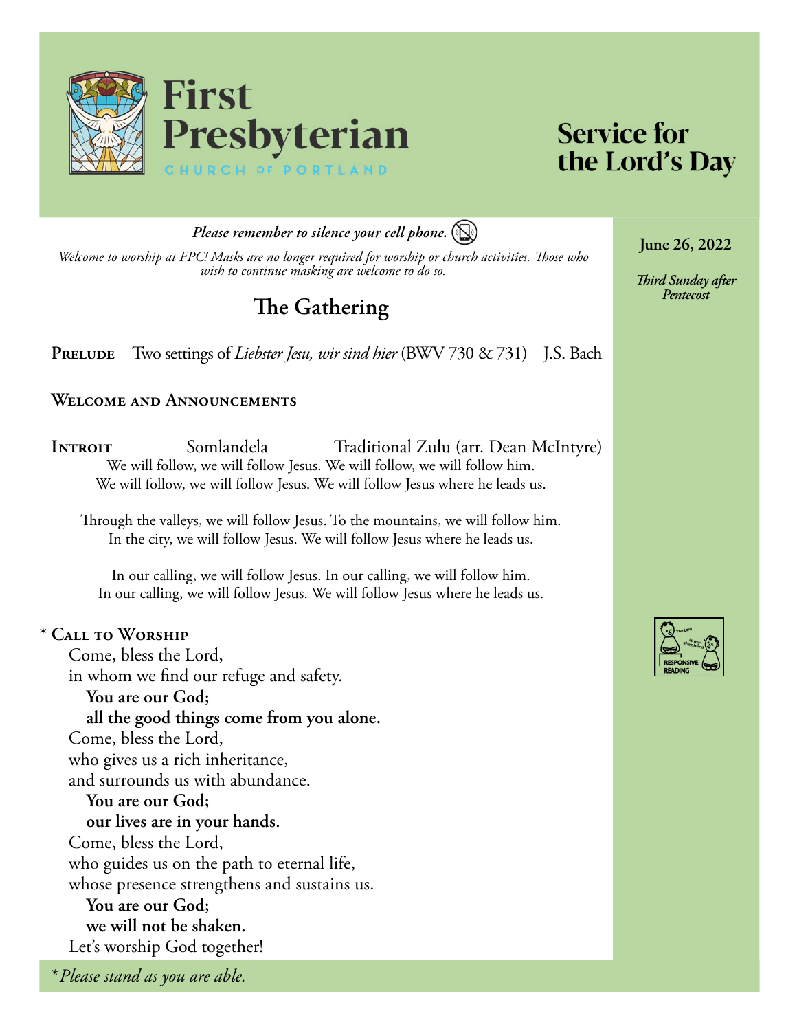# First Presbyterian

CHURCH OF PORTLAND

## Service for the Lord's Day

June 26, 2022

*Third Sunday after Pentecost*

***Please remember to silence your cell phone.***

*Welcome to worship at FPC! Masks are no longer required for worship or church activities. Those who wish to continue masking are welcome to do so.*

## The Gathering

**Prelude** Two settings of *Liebster Jesu, wir sind hier* (BWV 730 & 731) J.S. Bach

**Welcome and Announcements**

**Introit** Somlandela Traditional Zulu (arr. Dean McIntyre)

We will follow, we will follow Jesus. We will follow, we will follow him.
We will follow, we will follow Jesus. We will follow Jesus where he leads us.

Through the valleys, we will follow Jesus. To the mountains, we will follow him.
In the city, we will follow Jesus. We will follow Jesus where he leads us.

In our calling, we will follow Jesus. In our calling, we will follow him.
In our calling, we will follow Jesus. We will follow Jesus where he leads us.

\* **Call to Worship**

RESPONSIVE READING

Come, bless the Lord,
in whom we find our refuge and safety.
**You are our God;**
**all the good things come from you alone.**
Come, bless the Lord,
who gives us a rich inheritance,
and surrounds us with abundance.
**You are our God;**
**our lives are in your hands.**
Come, bless the Lord,
who guides us on the path to eternal life,
whose presence strengthens and sustains us.
**You are our God;**
**we will not be shaken.**
Let's worship God together!

\**Please stand as you are able.*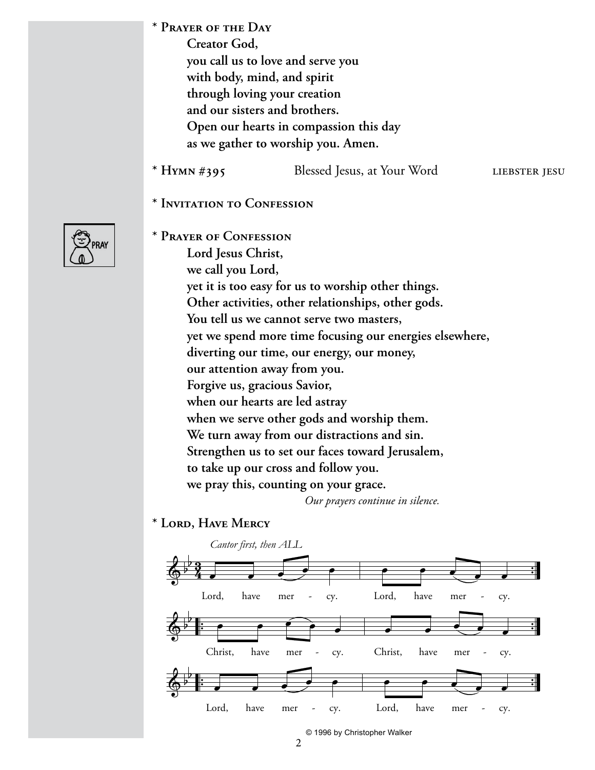\* **Prayer of the Day**

**Creator God,**
**you call us to love and serve you**
**with body, mind, and spirit**
**through loving your creation**
**and our sisters and brothers.**
**Open our hearts in compassion this day**
**as we gather to worship you. Amen.**

\* **Hymn #395** Blessed Jesus, at Your Word LIEBSTER JESU

\* **Invitation to Confession**

\* **Prayer of Confession**

PRAY

**Lord Jesus Christ,**
**we call you Lord,**
**yet it is too easy for us to worship other things.**
**Other activities, other relationships, other gods.**
**You tell us we cannot serve two masters,**
**yet we spend more time focusing our energies elsewhere,**
**diverting our time, our energy, our money,**
**our attention away from you.**
**Forgive us, gracious Savior,**
**when our hearts are led astray**
**when we serve other gods and worship them.**
**We turn away from our distractions and sin.**
**Strengthen us to set our faces toward Jerusalem,**
**to take up our cross and follow you.**
**we pray this, counting on your grace.**

*Our prayers continue in silence.*

\* **Lord, Have Mercy**

*Cantor first, then ALL*

Lord, have mer - cy. Lord, have mer - cy.

Christ, have mer - cy. Christ, have mer - cy.

Lord, have mer - cy. Lord, have mer - cy.

© 1996 by Christopher Walker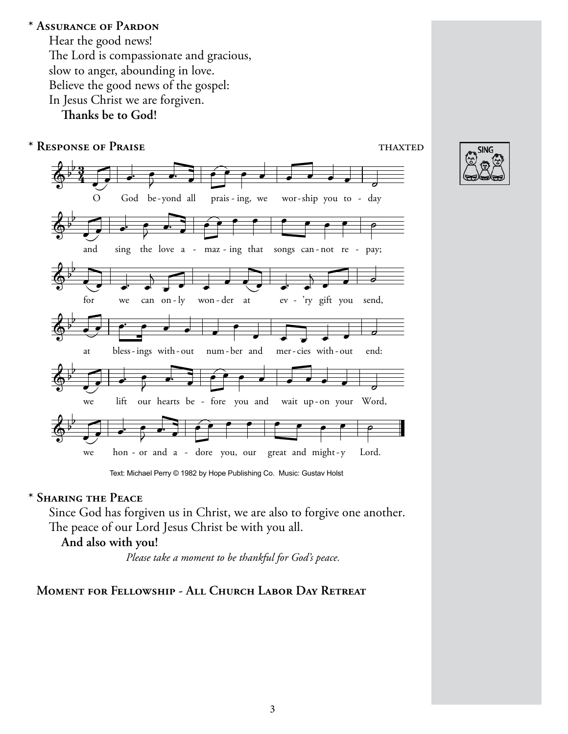\* **Assurance of Pardon**

Hear the good news!
The Lord is compassionate and gracious,
slow to anger, abounding in love.
Believe the good news of the gospel:
In Jesus Christ we are forgiven.
**Thanks be to God!**

\* **Response of Praise** THAXTED

O God beyond all praising, we worship you today
and sing the love amazing that songs cannot repay;
for we can only wonder at ev'ry gift you send,
at blessings without number and mercies without end:
we lift our hearts before you and wait upon your Word,
we honor and adore you, our great and mighty Lord.

Text: Michael Perry © 1982 by Hope Publishing Co. Music: Gustav Holst

SING

\* **Sharing the Peace**

Since God has forgiven us in Christ, we are also to forgive one another.
The peace of our Lord Jesus Christ be with you all.
**And also with you!**

*Please take a moment to be thankful for God's peace.*

**Moment for Fellowship - All Church Labor Day Retreat**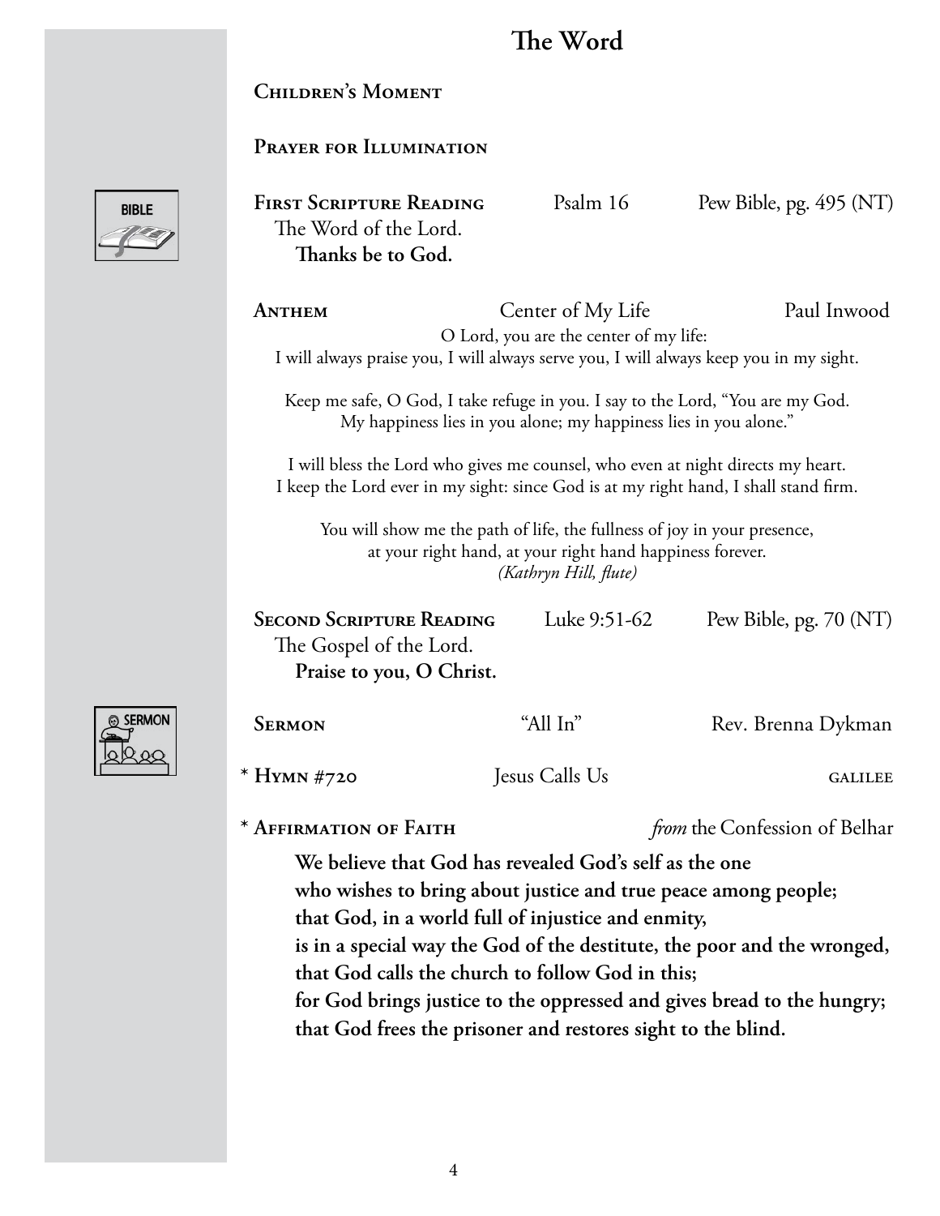# The Word

**Children's Moment**

**Prayer for Illumination**

**First Scripture Reading** Psalm 16 Pew Bible, pg. 495 (NT)
The Word of the Lord.
**Thanks be to God.**

**Anthem** Center of My Life Paul Inwood

O Lord, you are the center of my life:
I will always praise you, I will always serve you, I will always keep you in my sight.

Keep me safe, O God, I take refuge in you. I say to the Lord, "You are my God.
My happiness lies in you alone; my happiness lies in you alone."

I will bless the Lord who gives me counsel, who even at night directs my heart.
I keep the Lord ever in my sight: since God is at my right hand, I shall stand firm.

You will show me the path of life, the fullness of joy in your presence,
at your right hand, at your right hand happiness forever.
*(Kathryn Hill, flute)*

**Second Scripture Reading** Luke 9:51-62 Pew Bible, pg. 70 (NT)
The Gospel of the Lord.
**Praise to you, O Christ.**

**Sermon** "All In" Rev. Brenna Dykman

\* **Hymn #720** Jesus Calls Us GALILEE

\* **Affirmation of Faith** *from* the Confession of Belhar

**We believe that God has revealed God's self as the one**
**who wishes to bring about justice and true peace among people;**
**that God, in a world full of injustice and enmity,**
**is in a special way the God of the destitute, the poor and the wronged,**
**that God calls the church to follow God in this;**
**for God brings justice to the oppressed and gives bread to the hungry;**
**that God frees the prisoner and restores sight to the blind.**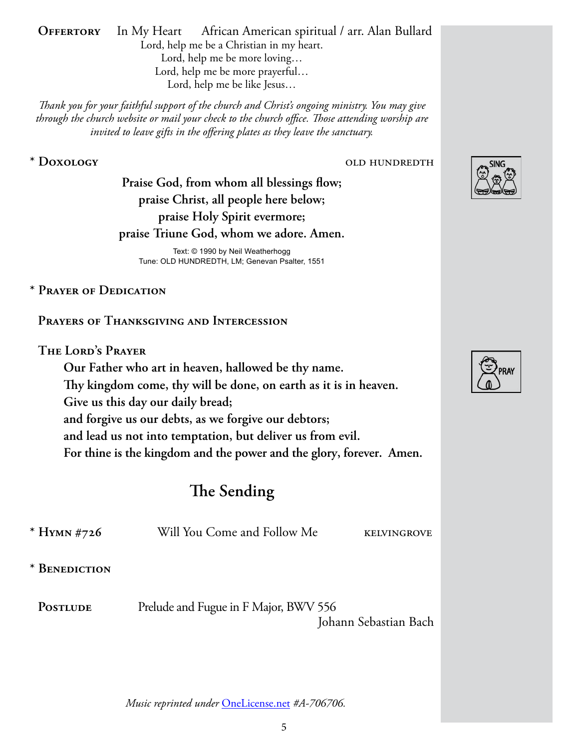**Offertory** In My Heart African American spiritual / arr. Alan Bullard

Lord, help me be a Christian in my heart.
Lord, help me be more loving…
Lord, help me be more prayerful…
Lord, help me be like Jesus…

*Thank you for your faithful support of the church and Christ's ongoing ministry. You may give through the church website or mail your check to the church office. Those attending worship are invited to leave gifts in the offering plates as they leave the sanctuary.*

\* **Doxology** OLD HUNDREDTH

SING

**Praise God, from whom all blessings flow;**
**praise Christ, all people here below;**
**praise Holy Spirit evermore;**
**praise Triune God, whom we adore. Amen.**

Text: © 1990 by Neil Weatherhogg
Tune: OLD HUNDREDTH, LM; Genevan Psalter, 1551

\* **Prayer of Dedication**

**Prayers of Thanksgiving and Intercession**

**The Lord's Prayer**

PRAY

**Our Father who art in heaven, hallowed be thy name.**
**Thy kingdom come, thy will be done, on earth as it is in heaven.**
**Give us this day our daily bread;**
**and forgive us our debts, as we forgive our debtors;**
**and lead us not into temptation, but deliver us from evil.**
**For thine is the kingdom and the power and the glory, forever. Amen.**

## The Sending

\* **Hymn #726** Will You Come and Follow Me KELVINGROVE

\* **Benediction**

**Postlude** Prelude and Fugue in F Major, BWV 556
Johann Sebastian Bach

*Music reprinted under OneLicense.net #A-706706.*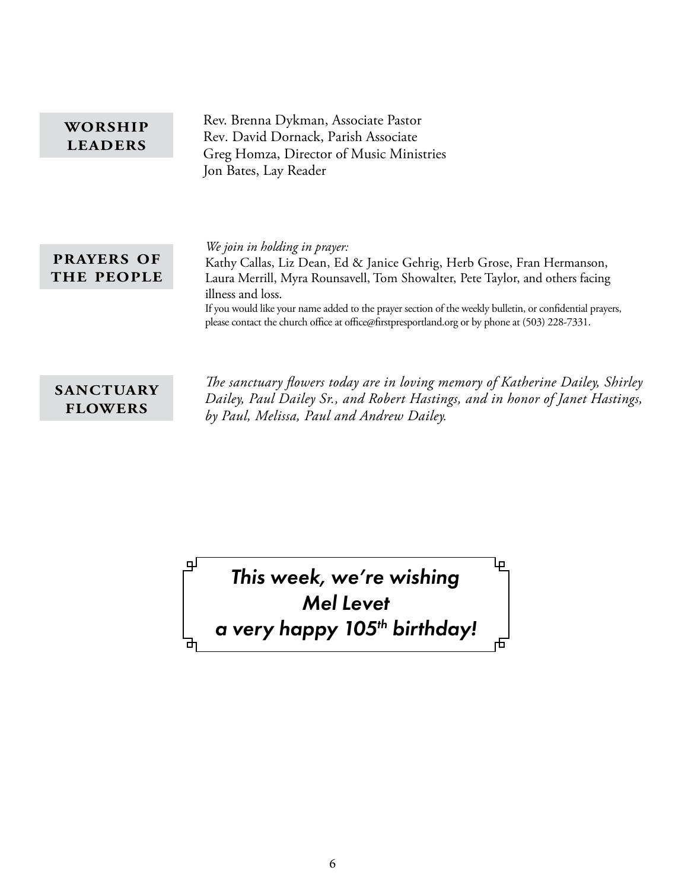## WORSHIP LEADERS

Rev. Brenna Dykman, Associate Pastor
Rev. David Dornack, Parish Associate
Greg Homza, Director of Music Ministries
Jon Bates, Lay Reader

## PRAYERS OF THE PEOPLE

*We join in holding in prayer:*
Kathy Callas, Liz Dean, Ed & Janice Gehrig, Herb Grose, Fran Hermanson, Laura Merrill, Myra Rounsavell, Tom Showalter, Pete Taylor, and others facing illness and loss.
If you would like your name added to the prayer section of the weekly bulletin, or confidential prayers, please contact the church office at office@firstpresportland.org or by phone at (503) 228-7331.

## SANCTUARY FLOWERS

*The sanctuary flowers today are in loving memory of Katherine Dailey, Shirley Dailey, Paul Dailey Sr., and Robert Hastings, and in honor of Janet Hastings, by Paul, Melissa, Paul and Andrew Dailey.*

*This week, we're wishing*
*Mel Levet*
*a very happy 105th birthday!*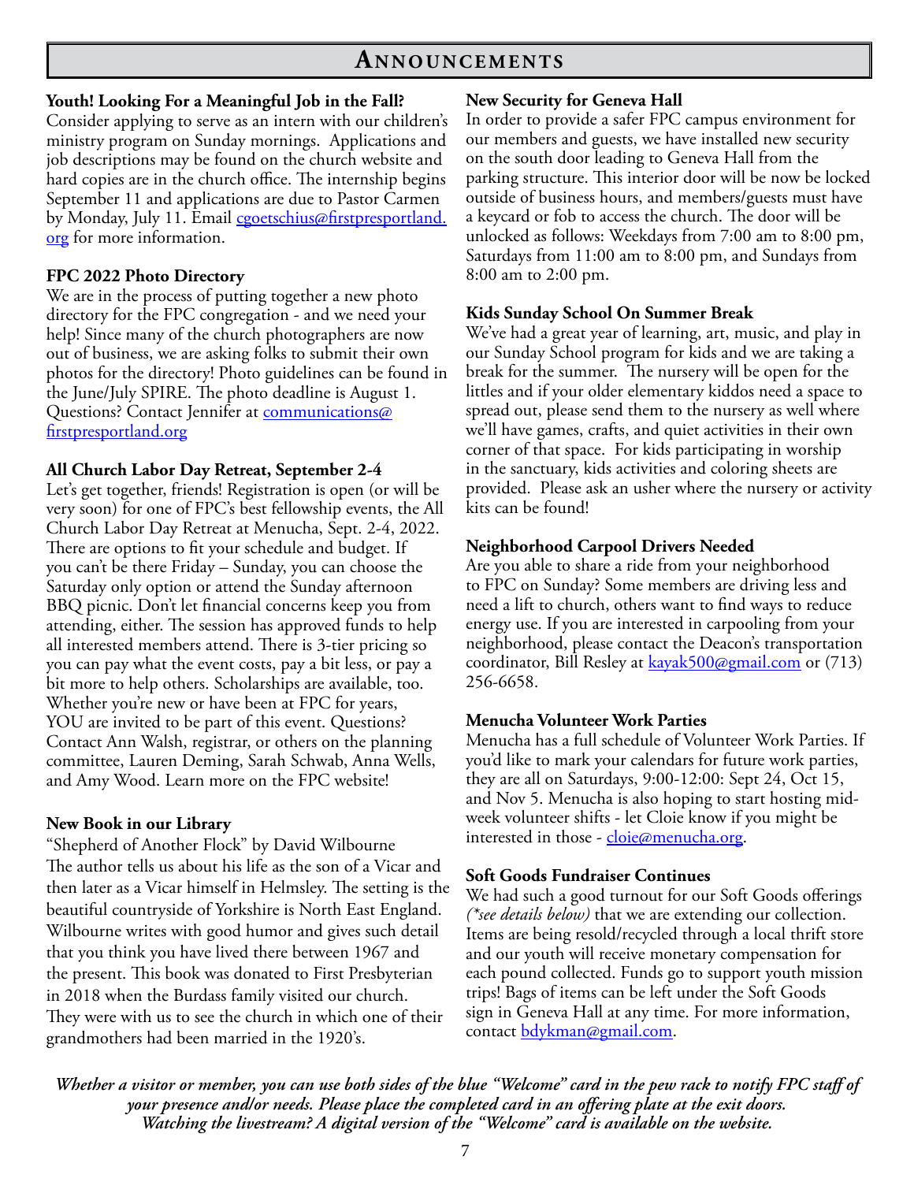# Announcements

**Youth! Looking For a Meaningful Job in the Fall?**
Consider applying to serve as an intern with our children's ministry program on Sunday mornings. Applications and job descriptions may be found on the church website and hard copies are in the church office. The internship begins September 11 and applications are due to Pastor Carmen by Monday, July 11. Email cgoetschius@firstpresportland.org for more information.

**FPC 2022 Photo Directory**
We are in the process of putting together a new photo directory for the FPC congregation - and we need your help! Since many of the church photographers are now out of business, we are asking folks to submit their own photos for the directory! Photo guidelines can be found in the June/July SPIRE. The photo deadline is August 1. Questions? Contact Jennifer at communications@firstpresportland.org

**All Church Labor Day Retreat, September 2-4**
Let's get together, friends! Registration is open (or will be very soon) for one of FPC's best fellowship events, the All Church Labor Day Retreat at Menucha, Sept. 2-4, 2022. There are options to fit your schedule and budget. If you can't be there Friday – Sunday, you can choose the Saturday only option or attend the Sunday afternoon BBQ picnic. Don't let financial concerns keep you from attending, either. The session has approved funds to help all interested members attend. There is 3-tier pricing so you can pay what the event costs, pay a bit less, or pay a bit more to help others. Scholarships are available, too. Whether you're new or have been at FPC for years, YOU are invited to be part of this event. Questions? Contact Ann Walsh, registrar, or others on the planning committee, Lauren Deming, Sarah Schwab, Anna Wells, and Amy Wood. Learn more on the FPC website!

**New Book in our Library**
"Shepherd of Another Flock" by David Wilbourne
The author tells us about his life as the son of a Vicar and then later as a Vicar himself in Helmsley. The setting is the beautiful countryside of Yorkshire is North East England. Wilbourne writes with good humor and gives such detail that you think you have lived there between 1967 and the present. This book was donated to First Presbyterian in 2018 when the Burdass family visited our church. They were with us to see the church in which one of their grandmothers had been married in the 1920's.

**New Security for Geneva Hall**
In order to provide a safer FPC campus environment for our members and guests, we have installed new security on the south door leading to Geneva Hall from the parking structure. This interior door will be now be locked outside of business hours, and members/guests must have a keycard or fob to access the church. The door will be unlocked as follows: Weekdays from 7:00 am to 8:00 pm, Saturdays from 11:00 am to 8:00 pm, and Sundays from 8:00 am to 2:00 pm.

**Kids Sunday School On Summer Break**
We've had a great year of learning, art, music, and play in our Sunday School program for kids and we are taking a break for the summer. The nursery will be open for the littles and if your older elementary kiddos need a space to spread out, please send them to the nursery as well where we'll have games, crafts, and quiet activities in their own corner of that space. For kids participating in worship in the sanctuary, kids activities and coloring sheets are provided. Please ask an usher where the nursery or activity kits can be found!

**Neighborhood Carpool Drivers Needed**
Are you able to share a ride from your neighborhood to FPC on Sunday? Some members are driving less and need a lift to church, others want to find ways to reduce energy use. If you are interested in carpooling from your neighborhood, please contact the Deacon's transportation coordinator, Bill Resley at kayak500@gmail.com or (713) 256-6658.

**Menucha Volunteer Work Parties**
Menucha has a full schedule of Volunteer Work Parties. If you'd like to mark your calendars for future work parties, they are all on Saturdays, 9:00-12:00: Sept 24, Oct 15, and Nov 5. Menucha is also hoping to start hosting mid-week volunteer shifts - let Cloie know if you might be interested in those - cloie@menucha.org.

**Soft Goods Fundraiser Continues**
We had such a good turnout for our Soft Goods offerings *(\*see details below)* that we are extending our collection. Items are being resold/recycled through a local thrift store and our youth will receive monetary compensation for each pound collected. Funds go to support youth mission trips! Bags of items can be left under the Soft Goods sign in Geneva Hall at any time. For more information, contact bdykman@gmail.com.

***Whether a visitor or member, you can use both sides of the blue "Welcome" card in the pew rack to notify FPC staff of your presence and/or needs. Please place the completed card in an offering plate at the exit doors. Watching the livestream? A digital version of the "Welcome" card is available on the website.***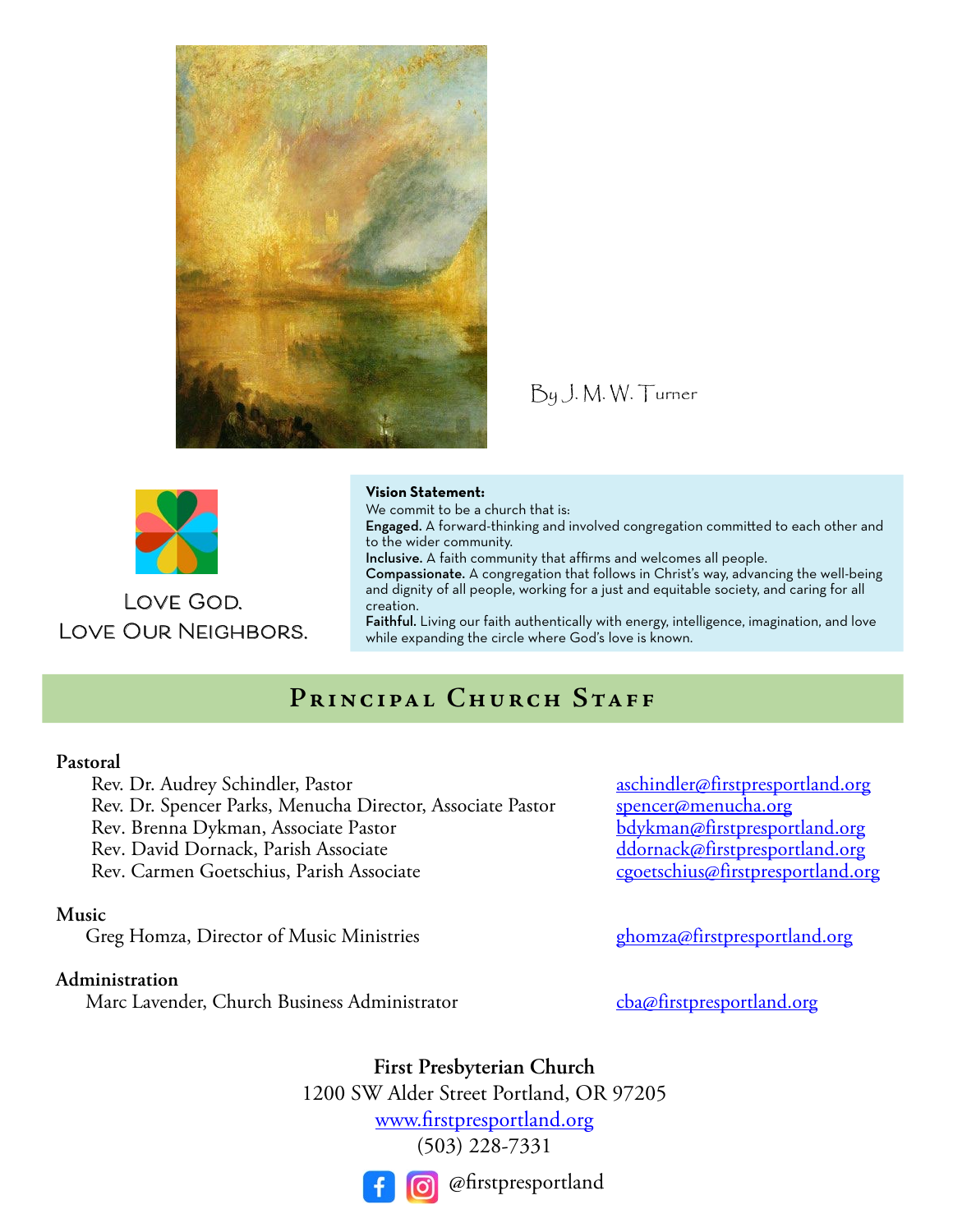By J. M. W. Turner

Love God.
Love Our Neighbors.

**Vision Statement:**
We commit to be a church that is:
**Engaged.** A forward-thinking and involved congregation committed to each other and to the wider community.
**Inclusive.** A faith community that affirms and welcomes all people.
**Compassionate.** A congregation that follows in Christ's way, advancing the well-being and dignity of all people, working for a just and equitable society, and caring for all creation.
**Faithful.** Living our faith authentically with energy, intelligence, imagination, and love while expanding the circle where God's love is known.

## Principal Church Staff

**Pastoral**

Rev. Dr. Audrey Schindler, Pastor — aschindler@firstpresportland.org
Rev. Dr. Spencer Parks, Menucha Director, Associate Pastor — spencer@menucha.org
Rev. Brenna Dykman, Associate Pastor — bdykman@firstpresportland.org
Rev. David Dornack, Parish Associate — ddornack@firstpresportland.org
Rev. Carmen Goetschius, Parish Associate — cgoetschius@firstpresportland.org

**Music**

Greg Homza, Director of Music Ministries — ghomza@firstpresportland.org

**Administration**

Marc Lavender, Church Business Administrator — cba@firstpresportland.org

**First Presbyterian Church**
1200 SW Alder Street Portland, OR 97205
www.firstpresportland.org
(503) 228-7331
@firstpresportland